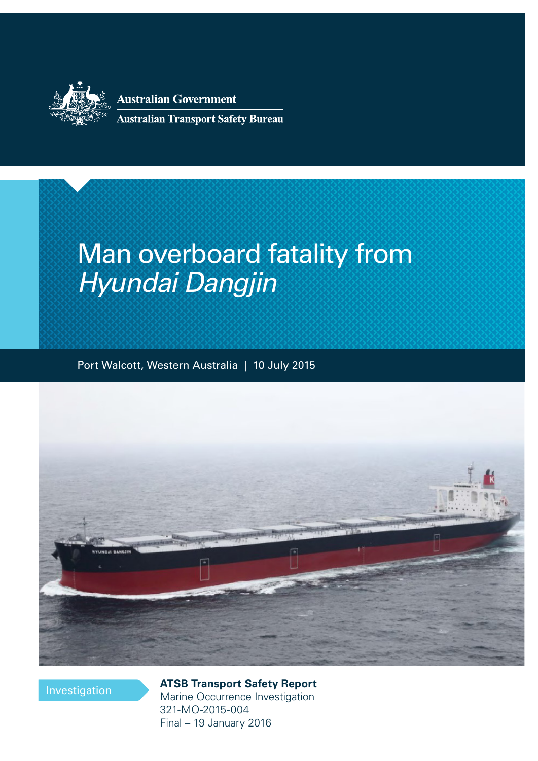Australian Government

Australian Transport Safety Bureau

# Man overboard fatality from *Hyundai Dangjin*

Port Walcott, Western Australia | 10 July 2015

Investigation

**ATSB Transport Safety Report**
Marine Occurrence Investigation
321-MO-2015-004
Final – 19 January 2016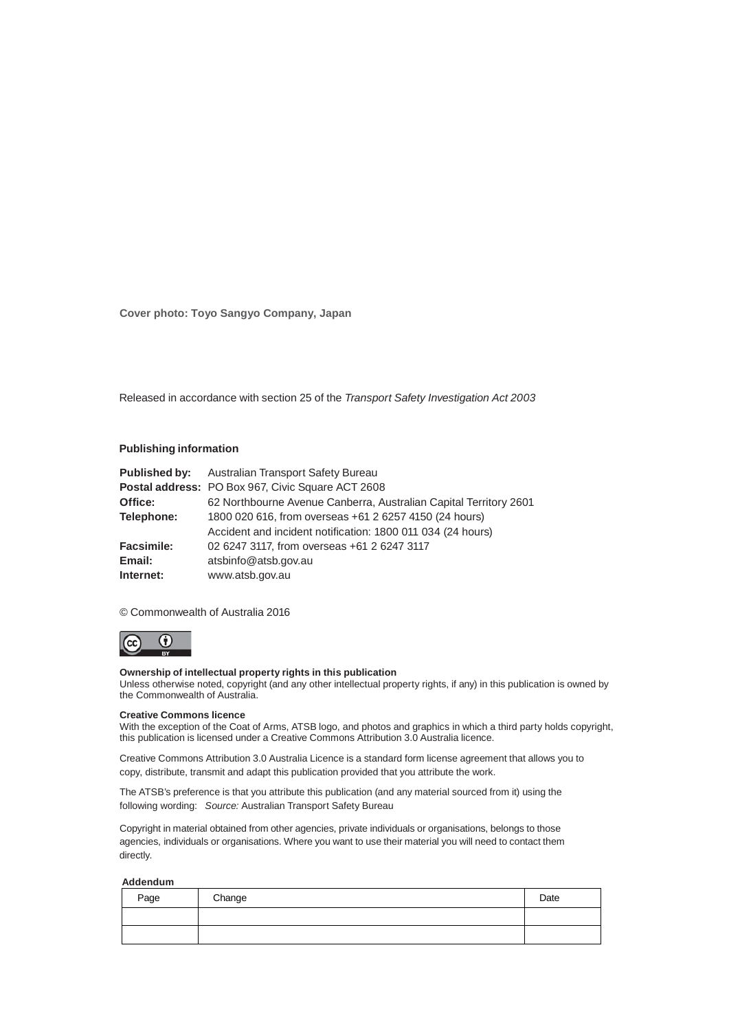**Cover photo: Toyo Sangyo Company, Japan**

Released in accordance with section 25 of the *Transport Safety Investigation Act 2003*

**Publishing information**

**Published by:** Australian Transport Safety Bureau
**Postal address:** PO Box 967, Civic Square ACT 2608
**Office:** 62 Northbourne Avenue Canberra, Australian Capital Territory 2601
**Telephone:** 1800 020 616, from overseas +61 2 6257 4150 (24 hours)
Accident and incident notification: 1800 011 034 (24 hours)
**Facsimile:** 02 6247 3117, from overseas +61 2 6247 3117
**Email:** atsbinfo@atsb.gov.au
**Internet:** www.atsb.gov.au

© Commonwealth of Australia 2016

**Ownership of intellectual property rights in this publication**
Unless otherwise noted, copyright (and any other intellectual property rights, if any) in this publication is owned by the Commonwealth of Australia.

**Creative Commons licence**
With the exception of the Coat of Arms, ATSB logo, and photos and graphics in which a third party holds copyright, this publication is licensed under a Creative Commons Attribution 3.0 Australia licence.

Creative Commons Attribution 3.0 Australia Licence is a standard form license agreement that allows you to copy, distribute, transmit and adapt this publication provided that you attribute the work.

The ATSB's preference is that you attribute this publication (and any material sourced from it) using the following wording: *Source:* Australian Transport Safety Bureau

Copyright in material obtained from other agencies, private individuals or organisations, belongs to those agencies, individuals or organisations. Where you want to use their material you will need to contact them directly.

**Addendum**

| Page | Change | Date |
|---|---|---|
| | | |
| | | |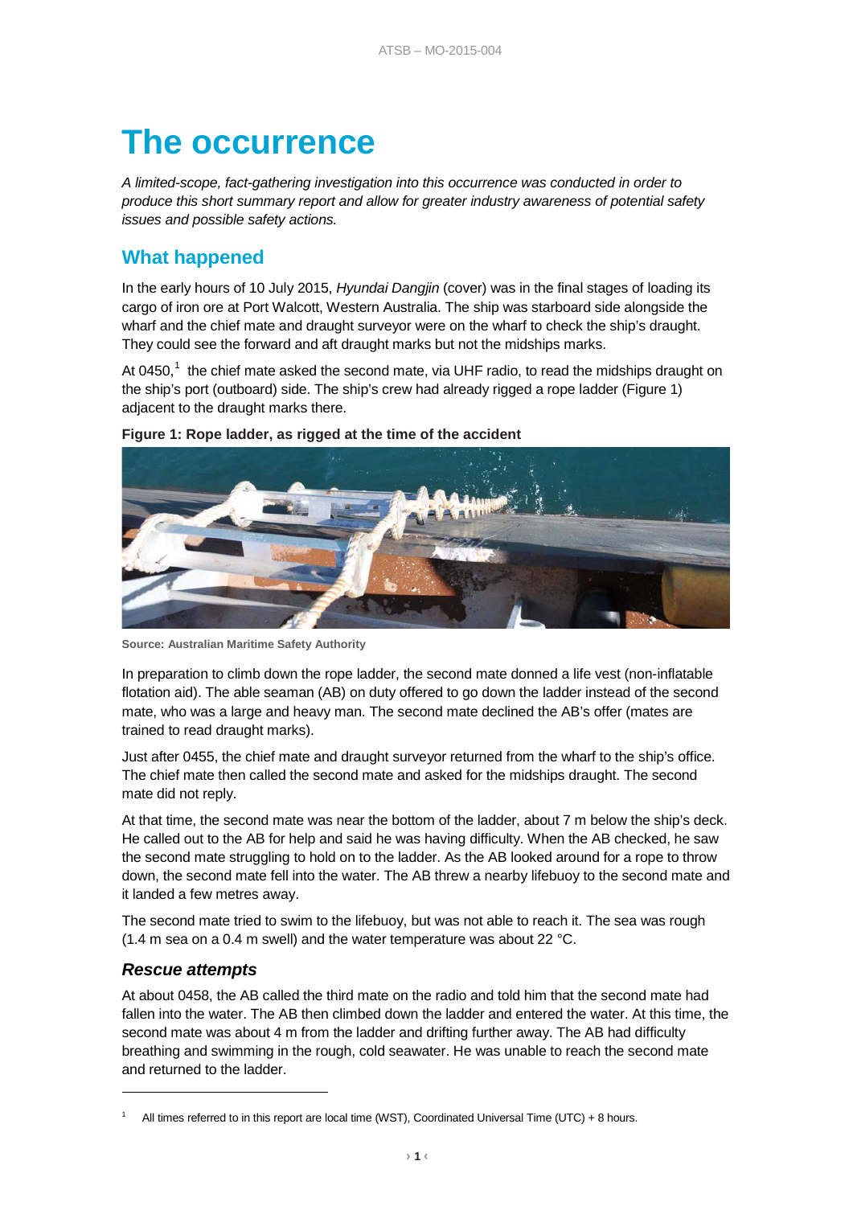# The occurrence

*A limited-scope, fact-gathering investigation into this occurrence was conducted in order to produce this short summary report and allow for greater industry awareness of potential safety issues and possible safety actions.*

## What happened

In the early hours of 10 July 2015, *Hyundai Dangjin* (cover) was in the final stages of loading its cargo of iron ore at Port Walcott, Western Australia. The ship was starboard side alongside the wharf and the chief mate and draught surveyor were on the wharf to check the ship's draught. They could see the forward and aft draught marks but not the midships marks.

At 0450,[1] the chief mate asked the second mate, via UHF radio, to read the midships draught on the ship's port (outboard) side. The ship's crew had already rigged a rope ladder (Figure 1) adjacent to the draught marks there.

**Figure 1: Rope ladder, as rigged at the time of the accident**

**Source: Australian Maritime Safety Authority**

In preparation to climb down the rope ladder, the second mate donned a life vest (non-inflatable flotation aid). The able seaman (AB) on duty offered to go down the ladder instead of the second mate, who was a large and heavy man. The second mate declined the AB's offer (mates are trained to read draught marks).

Just after 0455, the chief mate and draught surveyor returned from the wharf to the ship's office. The chief mate then called the second mate and asked for the midships draught. The second mate did not reply.

At that time, the second mate was near the bottom of the ladder, about 7 m below the ship's deck. He called out to the AB for help and said he was having difficulty. When the AB checked, he saw the second mate struggling to hold on to the ladder. As the AB looked around for a rope to throw down, the second mate fell into the water. The AB threw a nearby lifebuoy to the second mate and it landed a few metres away.

The second mate tried to swim to the lifebuoy, but was not able to reach it. The sea was rough (1.4 m sea on a 0.4 m swell) and the water temperature was about 22 °C.

### *Rescue attempts*

At about 0458, the AB called the third mate on the radio and told him that the second mate had fallen into the water. The AB then climbed down the ladder and entered the water. At this time, the second mate was about 4 m from the ladder and drifting further away. The AB had difficulty breathing and swimming in the rough, cold seawater. He was unable to reach the second mate and returned to the ladder.

---

[1] All times referred to in this report are local time (WST), Coordinated Universal Time (UTC) + 8 hours.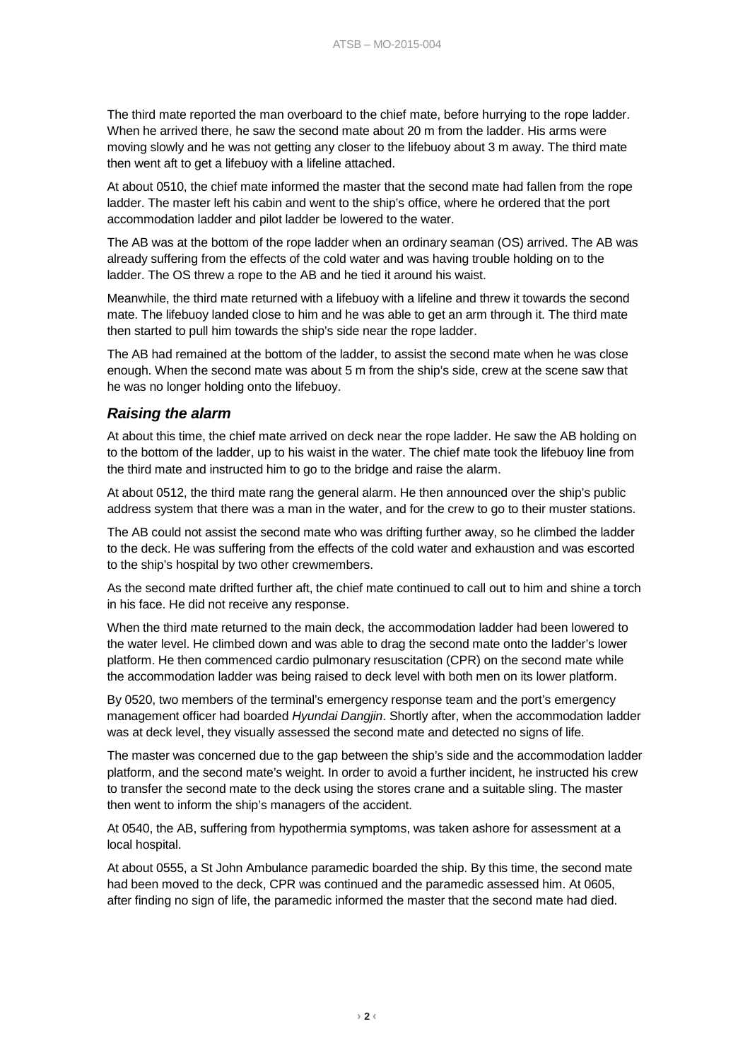The third mate reported the man overboard to the chief mate, before hurrying to the rope ladder. When he arrived there, he saw the second mate about 20 m from the ladder. His arms were moving slowly and he was not getting any closer to the lifebuoy about 3 m away. The third mate then went aft to get a lifebuoy with a lifeline attached.

At about 0510, the chief mate informed the master that the second mate had fallen from the rope ladder. The master left his cabin and went to the ship's office, where he ordered that the port accommodation ladder and pilot ladder be lowered to the water.

The AB was at the bottom of the rope ladder when an ordinary seaman (OS) arrived. The AB was already suffering from the effects of the cold water and was having trouble holding on to the ladder. The OS threw a rope to the AB and he tied it around his waist.

Meanwhile, the third mate returned with a lifebuoy with a lifeline and threw it towards the second mate. The lifebuoy landed close to him and he was able to get an arm through it. The third mate then started to pull him towards the ship's side near the rope ladder.

The AB had remained at the bottom of the ladder, to assist the second mate when he was close enough. When the second mate was about 5 m from the ship's side, crew at the scene saw that he was no longer holding onto the lifebuoy.

### *Raising the alarm*

At about this time, the chief mate arrived on deck near the rope ladder. He saw the AB holding on to the bottom of the ladder, up to his waist in the water. The chief mate took the lifebuoy line from the third mate and instructed him to go to the bridge and raise the alarm.

At about 0512, the third mate rang the general alarm. He then announced over the ship's public address system that there was a man in the water, and for the crew to go to their muster stations.

The AB could not assist the second mate who was drifting further away, so he climbed the ladder to the deck. He was suffering from the effects of the cold water and exhaustion and was escorted to the ship's hospital by two other crewmembers.

As the second mate drifted further aft, the chief mate continued to call out to him and shine a torch in his face. He did not receive any response.

When the third mate returned to the main deck, the accommodation ladder had been lowered to the water level. He climbed down and was able to drag the second mate onto the ladder's lower platform. He then commenced cardio pulmonary resuscitation (CPR) on the second mate while the accommodation ladder was being raised to deck level with both men on its lower platform.

By 0520, two members of the terminal's emergency response team and the port's emergency management officer had boarded *Hyundai Dangjin*. Shortly after, when the accommodation ladder was at deck level, they visually assessed the second mate and detected no signs of life.

The master was concerned due to the gap between the ship's side and the accommodation ladder platform, and the second mate's weight. In order to avoid a further incident, he instructed his crew to transfer the second mate to the deck using the stores crane and a suitable sling. The master then went to inform the ship's managers of the accident.

At 0540, the AB, suffering from hypothermia symptoms, was taken ashore for assessment at a local hospital.

At about 0555, a St John Ambulance paramedic boarded the ship. By this time, the second mate had been moved to the deck, CPR was continued and the paramedic assessed him. At 0605, after finding no sign of life, the paramedic informed the master that the second mate had died.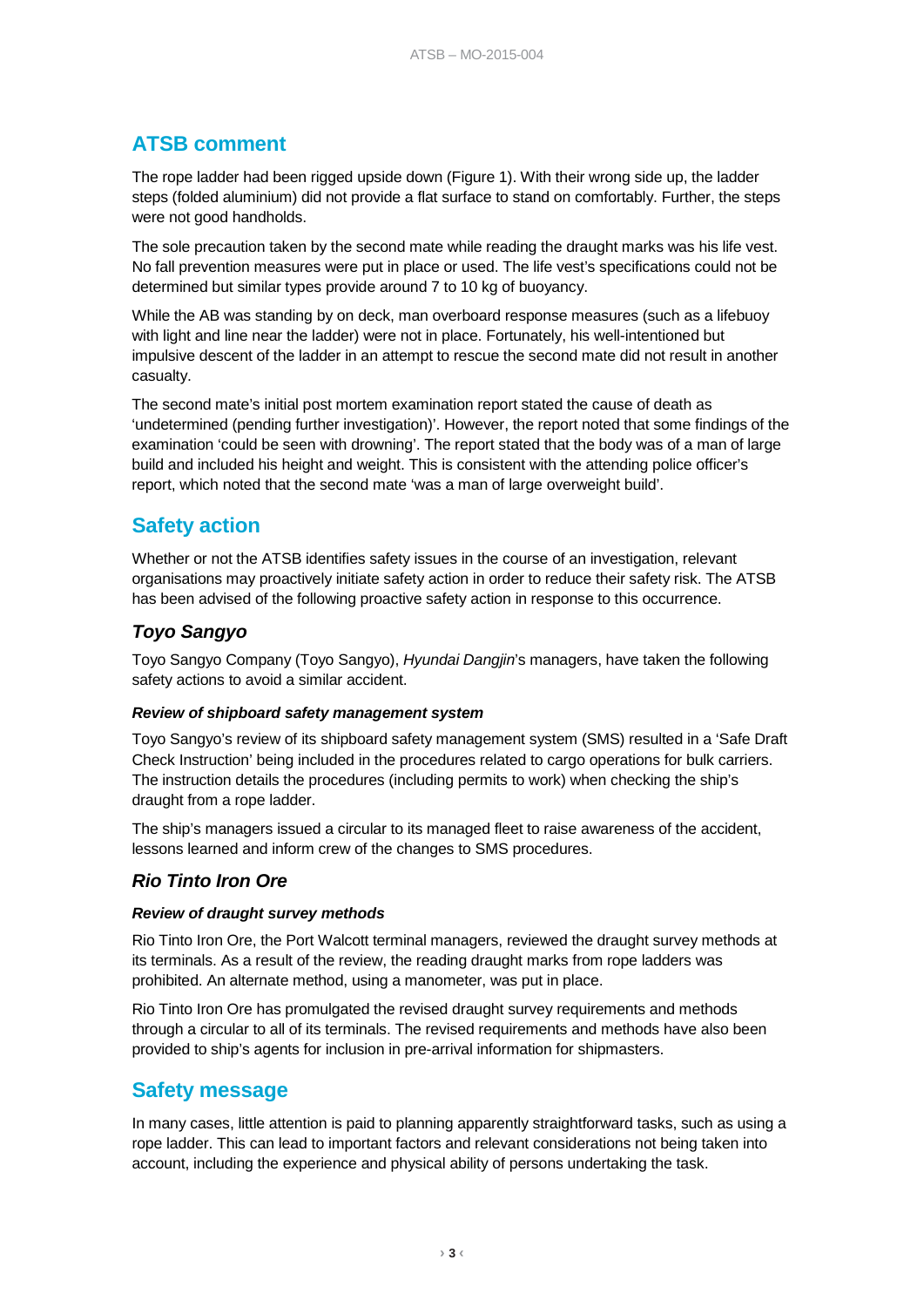## ATSB comment

The rope ladder had been rigged upside down (Figure 1). With their wrong side up, the ladder steps (folded aluminium) did not provide a flat surface to stand on comfortably. Further, the steps were not good handholds.

The sole precaution taken by the second mate while reading the draught marks was his life vest. No fall prevention measures were put in place or used. The life vest's specifications could not be determined but similar types provide around 7 to 10 kg of buoyancy.

While the AB was standing by on deck, man overboard response measures (such as a lifebuoy with light and line near the ladder) were not in place. Fortunately, his well-intentioned but impulsive descent of the ladder in an attempt to rescue the second mate did not result in another casualty.

The second mate's initial post mortem examination report stated the cause of death as 'undetermined (pending further investigation)'. However, the report noted that some findings of the examination 'could be seen with drowning'. The report stated that the body was of a man of large build and included his height and weight. This is consistent with the attending police officer's report, which noted that the second mate 'was a man of large overweight build'.

## Safety action

Whether or not the ATSB identifies safety issues in the course of an investigation, relevant organisations may proactively initiate safety action in order to reduce their safety risk. The ATSB has been advised of the following proactive safety action in response to this occurrence.

### *Toyo Sangyo*

Toyo Sangyo Company (Toyo Sangyo), *Hyundai Dangjin*'s managers, have taken the following safety actions to avoid a similar accident.

#### *Review of shipboard safety management system*

Toyo Sangyo's review of its shipboard safety management system (SMS) resulted in a 'Safe Draft Check Instruction' being included in the procedures related to cargo operations for bulk carriers. The instruction details the procedures (including permits to work) when checking the ship's draught from a rope ladder.

The ship's managers issued a circular to its managed fleet to raise awareness of the accident, lessons learned and inform crew of the changes to SMS procedures.

### *Rio Tinto Iron Ore*

#### *Review of draught survey methods*

Rio Tinto Iron Ore, the Port Walcott terminal managers, reviewed the draught survey methods at its terminals. As a result of the review, the reading draught marks from rope ladders was prohibited. An alternate method, using a manometer, was put in place.

Rio Tinto Iron Ore has promulgated the revised draught survey requirements and methods through a circular to all of its terminals. The revised requirements and methods have also been provided to ship's agents for inclusion in pre-arrival information for shipmasters.

## Safety message

In many cases, little attention is paid to planning apparently straightforward tasks, such as using a rope ladder. This can lead to important factors and relevant considerations not being taken into account, including the experience and physical ability of persons undertaking the task.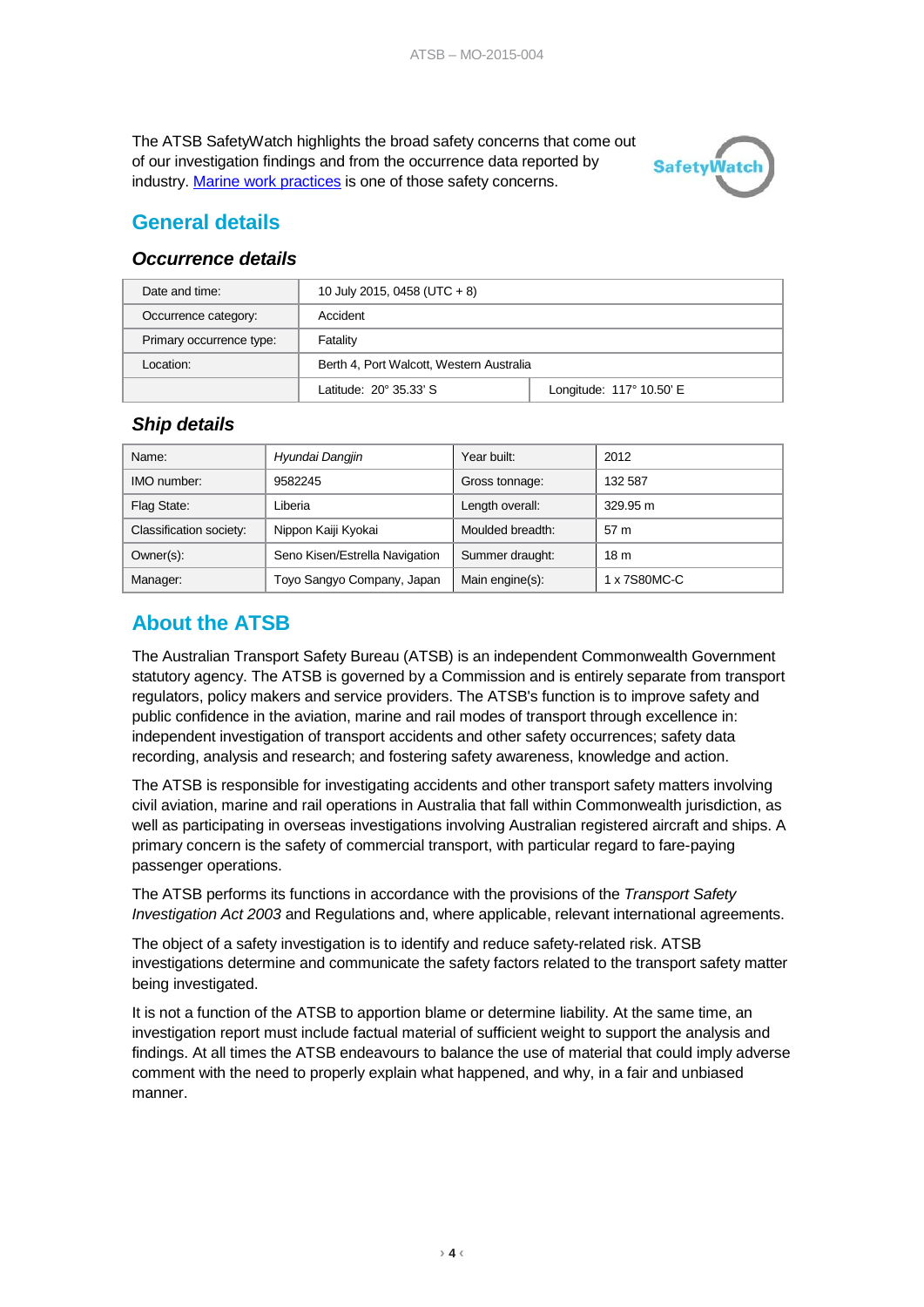The ATSB SafetyWatch highlights the broad safety concerns that come out of our investigation findings and from the occurrence data reported by industry. [Marine work practices]() is one of those safety concerns.

## General details

### *Occurrence details*

| | | |
|---|---|---|
| Date and time: | 10 July 2015, 0458 (UTC + 8) | |
| Occurrence category: | Accident | |
| Primary occurrence type: | Fatality | |
| Location: | Berth 4, Port Walcott, Western Australia | |
| | Latitude: 20° 35.33' S | Longitude: 117° 10.50' E |

### *Ship details*

| | | | |
|---|---|---|---|
| Name: | *Hyundai Dangjin* | Year built: | 2012 |
| IMO number: | 9582245 | Gross tonnage: | 132 587 |
| Flag State: | Liberia | Length overall: | 329.95 m |
| Classification society: | Nippon Kaiji Kyokai | Moulded breadth: | 57 m |
| Owner(s): | Seno Kisen/Estrella Navigation | Summer draught: | 18 m |
| Manager: | Toyo Sangyo Company, Japan | Main engine(s): | 1 x 7S80MC-C |

## About the ATSB

The Australian Transport Safety Bureau (ATSB) is an independent Commonwealth Government statutory agency. The ATSB is governed by a Commission and is entirely separate from transport regulators, policy makers and service providers. The ATSB's function is to improve safety and public confidence in the aviation, marine and rail modes of transport through excellence in: independent investigation of transport accidents and other safety occurrences; safety data recording, analysis and research; and fostering safety awareness, knowledge and action.

The ATSB is responsible for investigating accidents and other transport safety matters involving civil aviation, marine and rail operations in Australia that fall within Commonwealth jurisdiction, as well as participating in overseas investigations involving Australian registered aircraft and ships. A primary concern is the safety of commercial transport, with particular regard to fare-paying passenger operations.

The ATSB performs its functions in accordance with the provisions of the *Transport Safety Investigation Act 2003* and Regulations and, where applicable, relevant international agreements.

The object of a safety investigation is to identify and reduce safety-related risk. ATSB investigations determine and communicate the safety factors related to the transport safety matter being investigated.

It is not a function of the ATSB to apportion blame or determine liability. At the same time, an investigation report must include factual material of sufficient weight to support the analysis and findings. At all times the ATSB endeavours to balance the use of material that could imply adverse comment with the need to properly explain what happened, and why, in a fair and unbiased manner.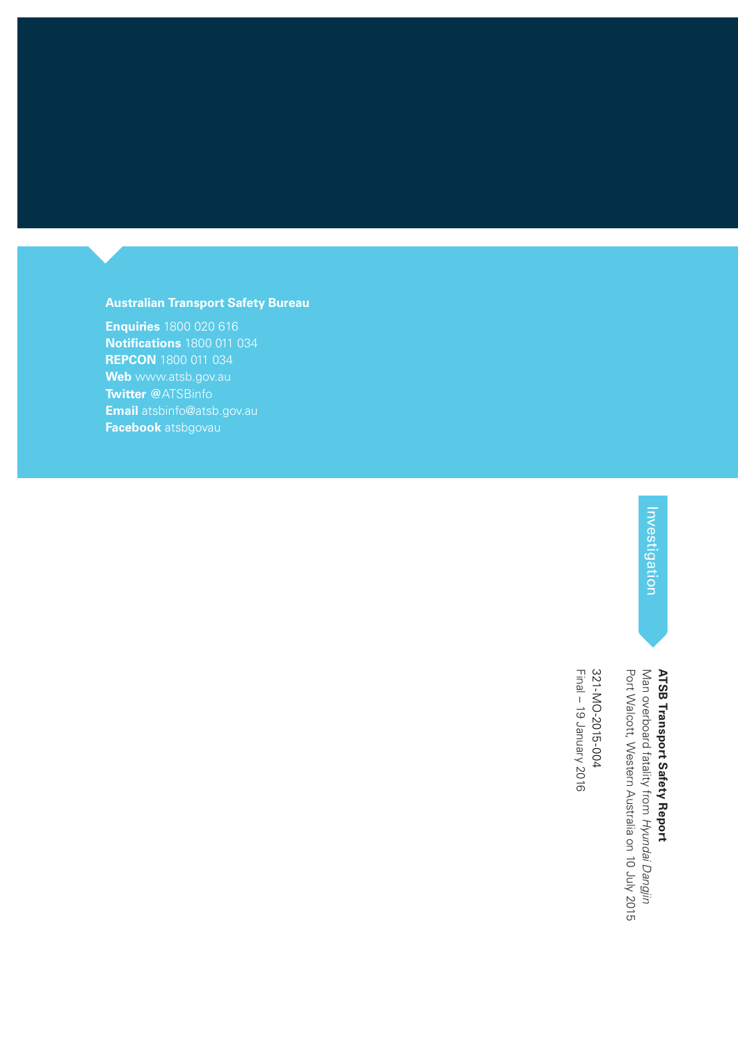**Australian Transport Safety Bureau**

**Enquiries** 1800 020 616
**Notifications** 1800 011 034
**REPCON** 1800 011 034
**Web** www.atsb.gov.au
**Twitter** @ATSBinfo
**Email** atsbinfo@atsb.gov.au
**Facebook** atsbgovau

Investigation

**ATSB Transport Safety Report**
Man overboard fatality from *Hyundai Dangjin*
Port Walcott, Western Australia on 10 July 2015

321-MO-2015-004
Final – 19 January 2016